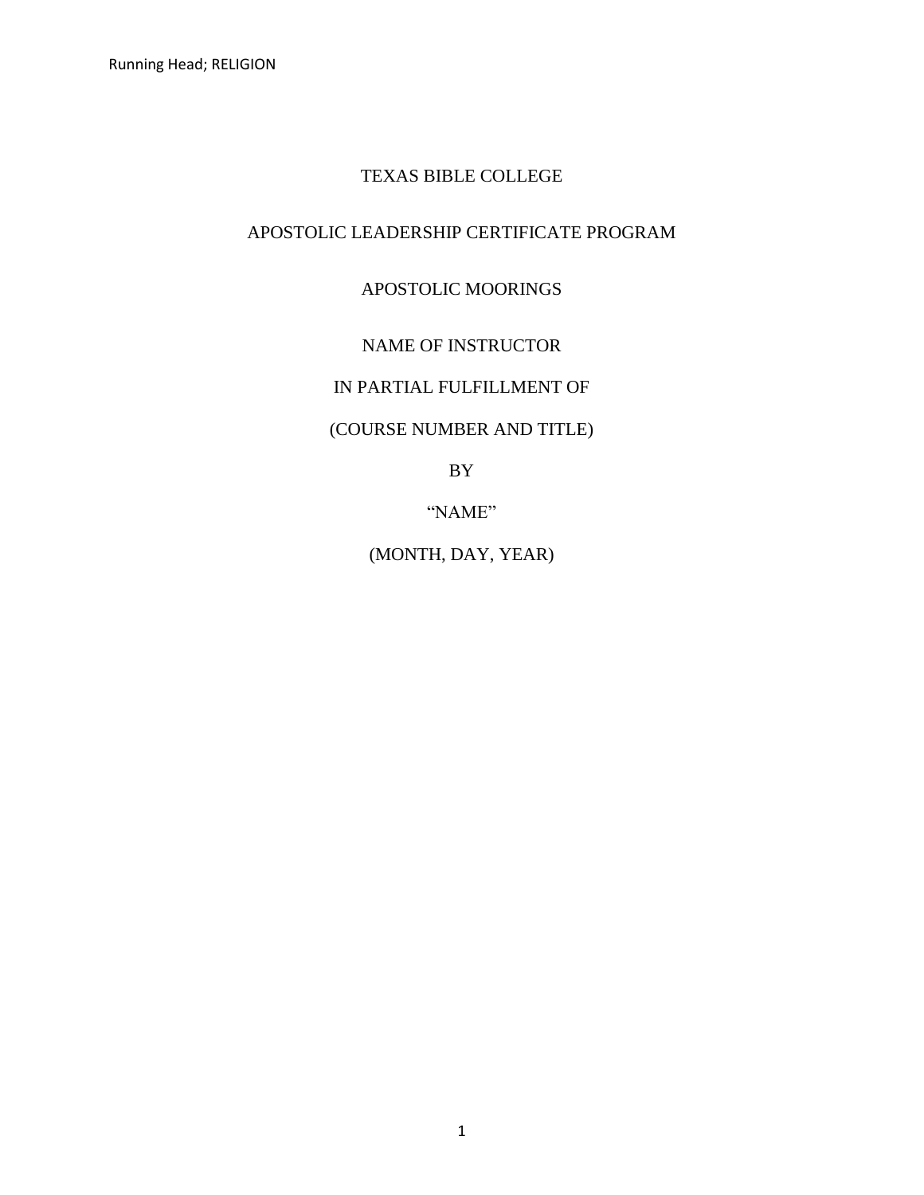TEXAS BIBLE COLLEGE

APOSTOLIC LEADERSHIP CERTIFICATE PROGRAM

APOSTOLIC MOORINGS

NAME OF INSTRUCTOR

IN PARTIAL FULFILLMENT OF

(COURSE NUMBER AND TITLE)

BY

"NAME"

(MONTH, DAY, YEAR)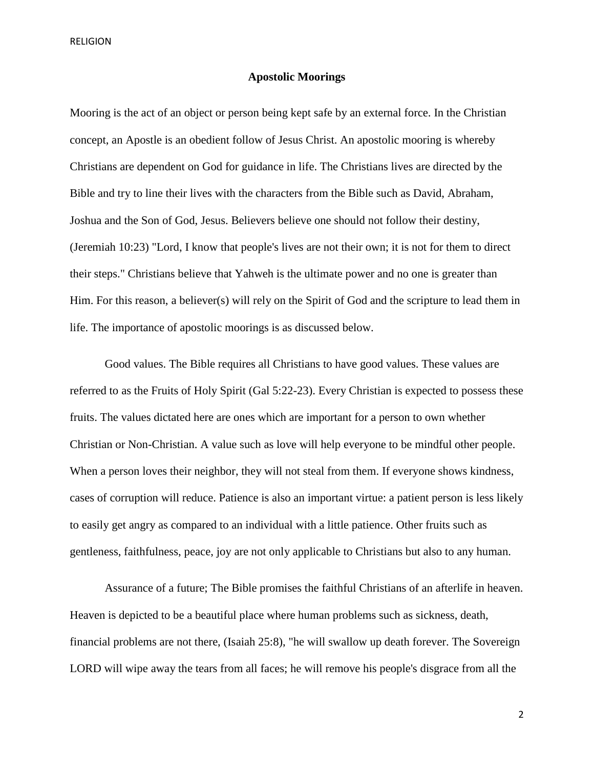## Apostolic Moorings

Mooring is the act of an object or person being kept safe by an external force. In the Christian concept, an Apostle is an obedient follow of Jesus Christ. An apostolic mooring is whereby Christians are dependent on God for guidance in life. The Christians lives are directed by the Bible and try to line their lives with the characters from the Bible such as David, Abraham, Joshua and the Son of God, Jesus. Believers believe one should not follow their destiny, (Jeremiah 10:23) "Lord, I know that people's lives are not their own; it is not for them to direct their steps." Christians believe that Yahweh is the ultimate power and no one is greater than Him. For this reason, a believer(s) will rely on the Spirit of God and the scripture to lead them in life. The importance of apostolic moorings is as discussed below.

Good values. The Bible requires all Christians to have good values. These values are referred to as the Fruits of Holy Spirit (Gal 5:22-23). Every Christian is expected to possess these fruits. The values dictated here are ones which are important for a person to own whether Christian or Non-Christian. A value such as love will help everyone to be mindful other people. When a person loves their neighbor, they will not steal from them. If everyone shows kindness, cases of corruption will reduce. Patience is also an important virtue: a patient person is less likely to easily get angry as compared to an individual with a little patience. Other fruits such as gentleness, faithfulness, peace, joy are not only applicable to Christians but also to any human.

Assurance of a future; The Bible promises the faithful Christians of an afterlife in heaven. Heaven is depicted to be a beautiful place where human problems such as sickness, death, financial problems are not there, (Isaiah 25:8), "he will swallow up death forever. The Sovereign LORD will wipe away the tears from all faces; he will remove his people's disgrace from all the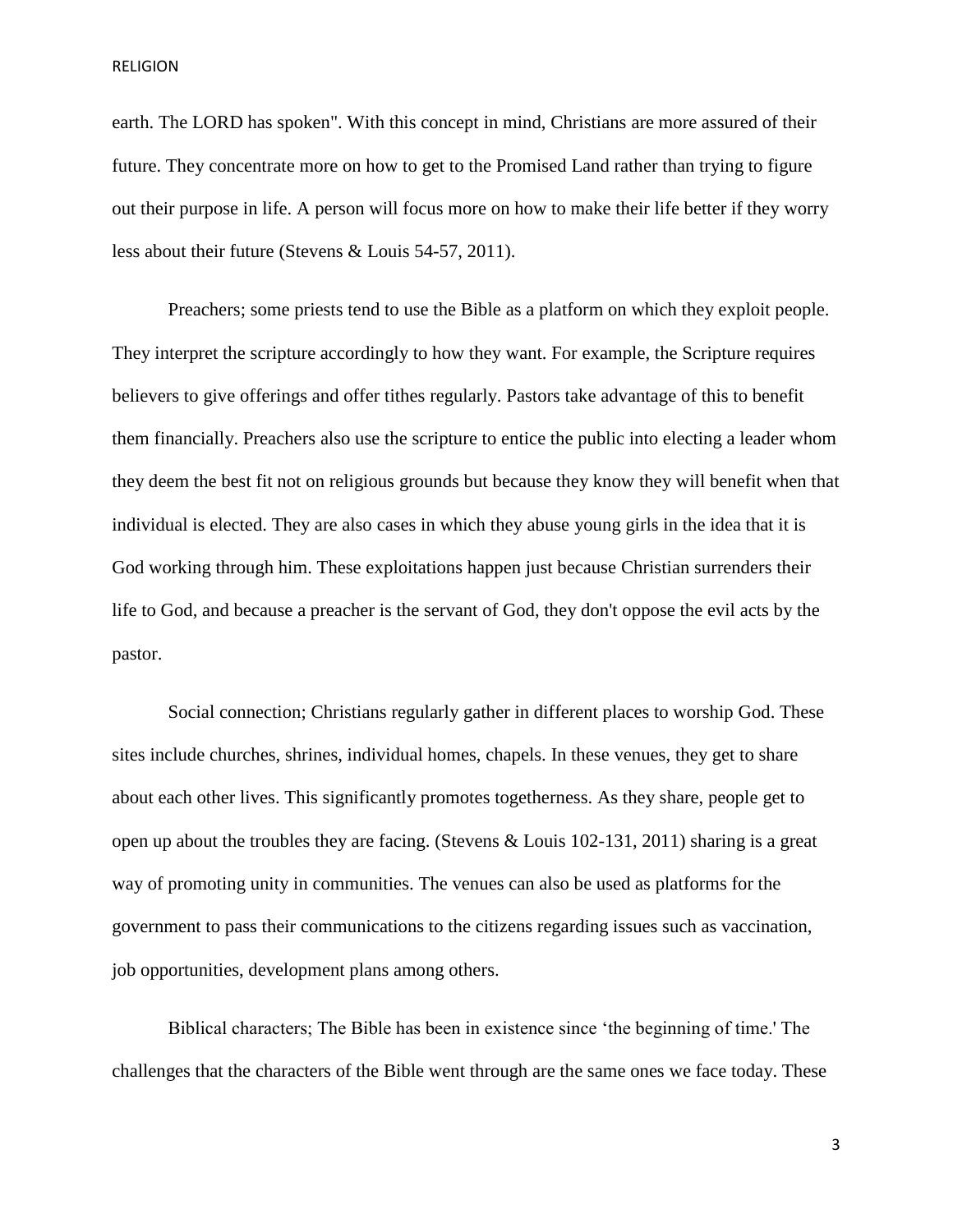earth. The LORD has spoken". With this concept in mind, Christians are more assured of their future. They concentrate more on how to get to the Promised Land rather than trying to figure out their purpose in life. A person will focus more on how to make their life better if they worry less about their future (Stevens & Louis 54-57, 2011).

Preachers; some priests tend to use the Bible as a platform on which they exploit people. They interpret the scripture accordingly to how they want. For example, the Scripture requires believers to give offerings and offer tithes regularly. Pastors take advantage of this to benefit them financially. Preachers also use the scripture to entice the public into electing a leader whom they deem the best fit not on religious grounds but because they know they will benefit when that individual is elected. They are also cases in which they abuse young girls in the idea that it is God working through him. These exploitations happen just because Christian surrenders their life to God, and because a preacher is the servant of God, they don't oppose the evil acts by the pastor.

Social connection; Christians regularly gather in different places to worship God. These sites include churches, shrines, individual homes, chapels. In these venues, they get to share about each other lives. This significantly promotes togetherness. As they share, people get to open up about the troubles they are facing. (Stevens & Louis 102-131, 2011) sharing is a great way of promoting unity in communities. The venues can also be used as platforms for the government to pass their communications to the citizens regarding issues such as vaccination, job opportunities, development plans among others.

Biblical characters; The Bible has been in existence since 'the beginning of time.' The challenges that the characters of the Bible went through are the same ones we face today. These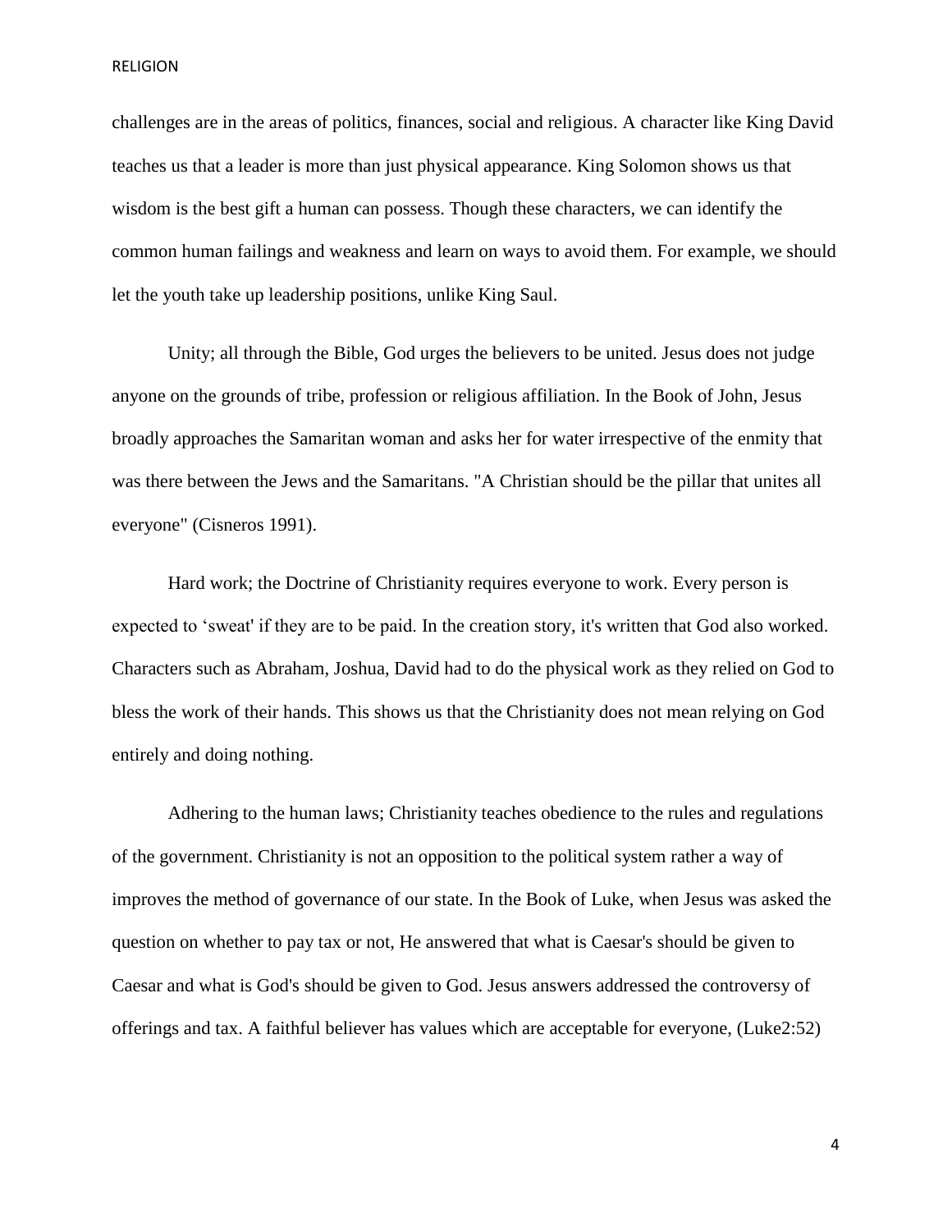challenges are in the areas of politics, finances, social and religious. A character like King David teaches us that a leader is more than just physical appearance. King Solomon shows us that wisdom is the best gift a human can possess. Though these characters, we can identify the common human failings and weakness and learn on ways to avoid them. For example, we should let the youth take up leadership positions, unlike King Saul.

Unity; all through the Bible, God urges the believers to be united. Jesus does not judge anyone on the grounds of tribe, profession or religious affiliation. In the Book of John, Jesus broadly approaches the Samaritan woman and asks her for water irrespective of the enmity that was there between the Jews and the Samaritans. "A Christian should be the pillar that unites all everyone" (Cisneros 1991).

Hard work; the Doctrine of Christianity requires everyone to work. Every person is expected to 'sweat' if they are to be paid. In the creation story, it's written that God also worked. Characters such as Abraham, Joshua, David had to do the physical work as they relied on God to bless the work of their hands. This shows us that the Christianity does not mean relying on God entirely and doing nothing.

Adhering to the human laws; Christianity teaches obedience to the rules and regulations of the government. Christianity is not an opposition to the political system rather a way of improves the method of governance of our state. In the Book of Luke, when Jesus was asked the question on whether to pay tax or not, He answered that what is Caesar's should be given to Caesar and what is God's should be given to God. Jesus answers addressed the controversy of offerings and tax. A faithful believer has values which are acceptable for everyone, (Luke2:52)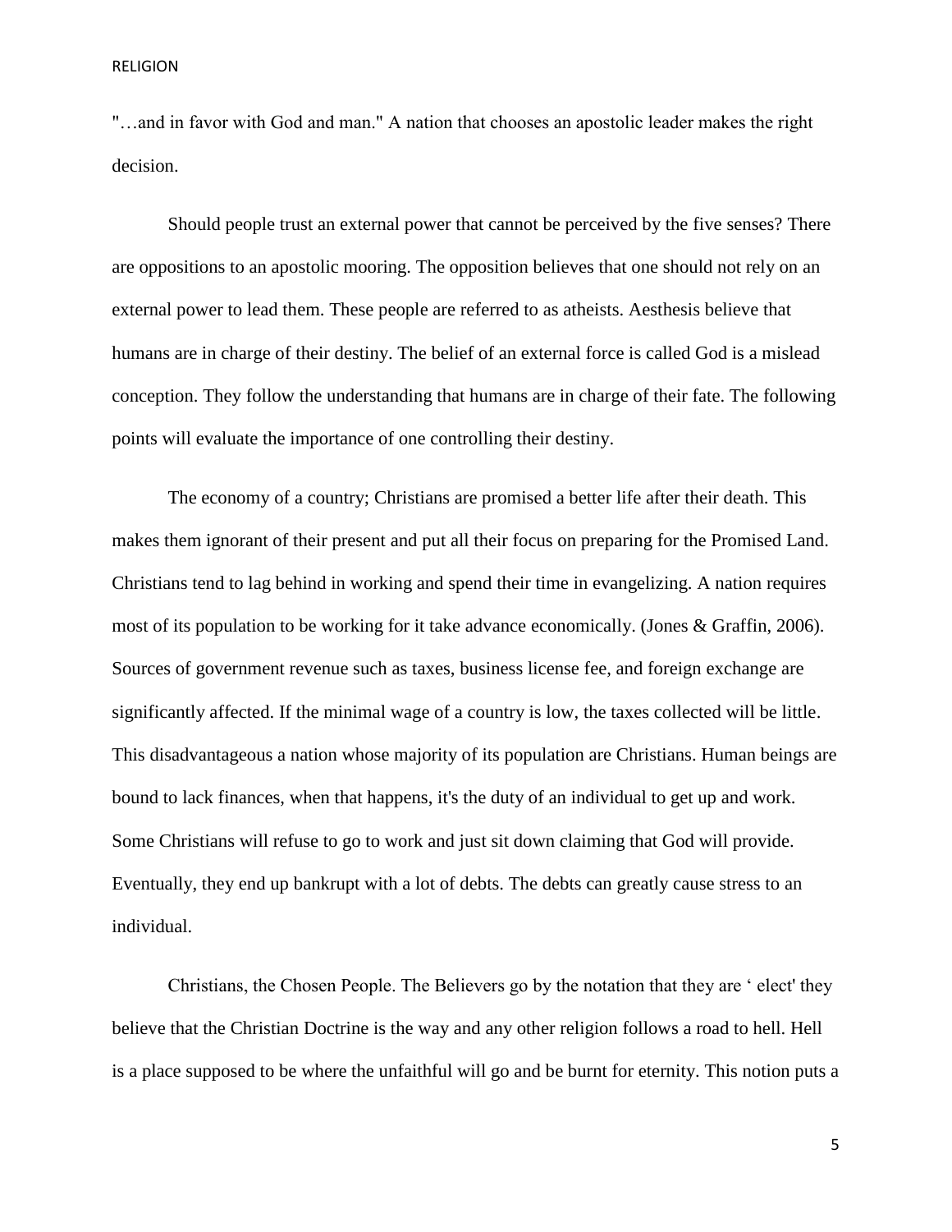"…and in favor with God and man." A nation that chooses an apostolic leader makes the right decision.

Should people trust an external power that cannot be perceived by the five senses? There are oppositions to an apostolic mooring. The opposition believes that one should not rely on an external power to lead them. These people are referred to as atheists. Aesthesis believe that humans are in charge of their destiny. The belief of an external force is called God is a mislead conception. They follow the understanding that humans are in charge of their fate. The following points will evaluate the importance of one controlling their destiny.

The economy of a country; Christians are promised a better life after their death. This makes them ignorant of their present and put all their focus on preparing for the Promised Land. Christians tend to lag behind in working and spend their time in evangelizing. A nation requires most of its population to be working for it take advance economically. (Jones & Graffin, 2006). Sources of government revenue such as taxes, business license fee, and foreign exchange are significantly affected. If the minimal wage of a country is low, the taxes collected will be little. This disadvantageous a nation whose majority of its population are Christians. Human beings are bound to lack finances, when that happens, it's the duty of an individual to get up and work. Some Christians will refuse to go to work and just sit down claiming that God will provide. Eventually, they end up bankrupt with a lot of debts. The debts can greatly cause stress to an individual.

Christians, the Chosen People. The Believers go by the notation that they are ' elect' they believe that the Christian Doctrine is the way and any other religion follows a road to hell. Hell is a place supposed to be where the unfaithful will go and be burnt for eternity. This notion puts a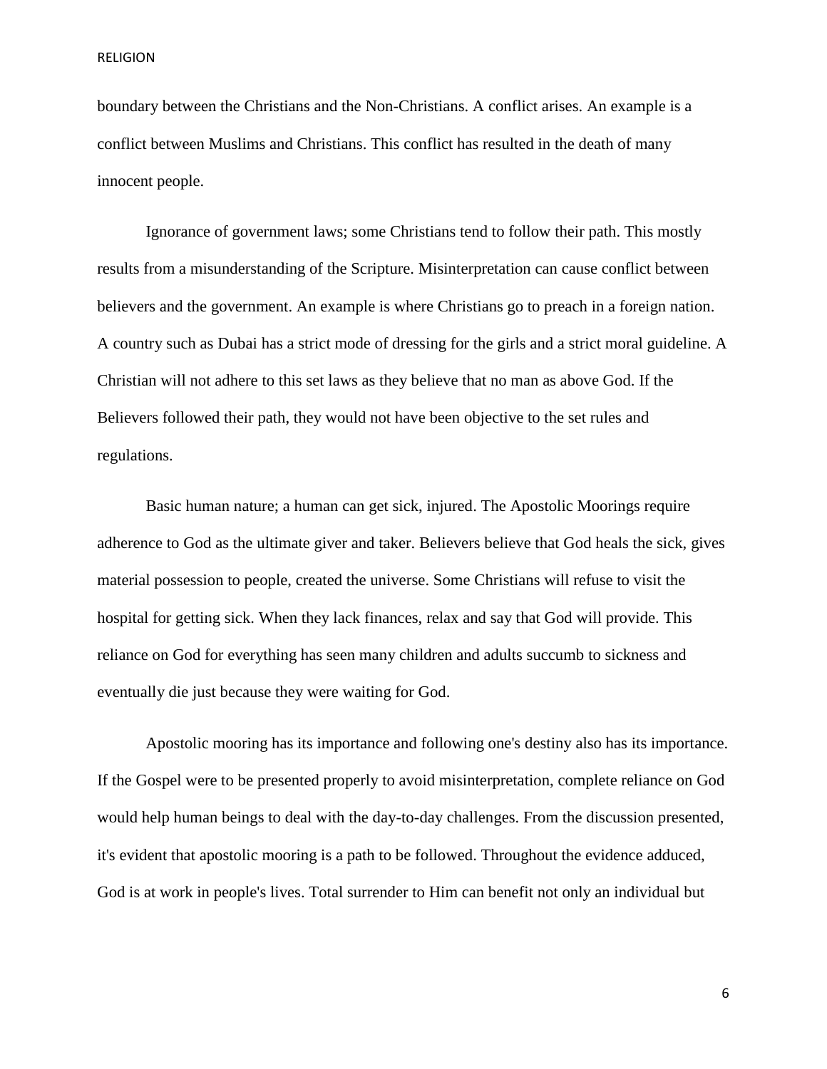boundary between the Christians and the Non-Christians. A conflict arises. An example is a conflict between Muslims and Christians. This conflict has resulted in the death of many innocent people.

Ignorance of government laws; some Christians tend to follow their path. This mostly results from a misunderstanding of the Scripture. Misinterpretation can cause conflict between believers and the government. An example is where Christians go to preach in a foreign nation. A country such as Dubai has a strict mode of dressing for the girls and a strict moral guideline. A Christian will not adhere to this set laws as they believe that no man as above God. If the Believers followed their path, they would not have been objective to the set rules and regulations.

Basic human nature; a human can get sick, injured. The Apostolic Moorings require adherence to God as the ultimate giver and taker. Believers believe that God heals the sick, gives material possession to people, created the universe. Some Christians will refuse to visit the hospital for getting sick. When they lack finances, relax and say that God will provide. This reliance on God for everything has seen many children and adults succumb to sickness and eventually die just because they were waiting for God.

Apostolic mooring has its importance and following one's destiny also has its importance. If the Gospel were to be presented properly to avoid misinterpretation, complete reliance on God would help human beings to deal with the day-to-day challenges. From the discussion presented, it's evident that apostolic mooring is a path to be followed. Throughout the evidence adduced, God is at work in people's lives. Total surrender to Him can benefit not only an individual but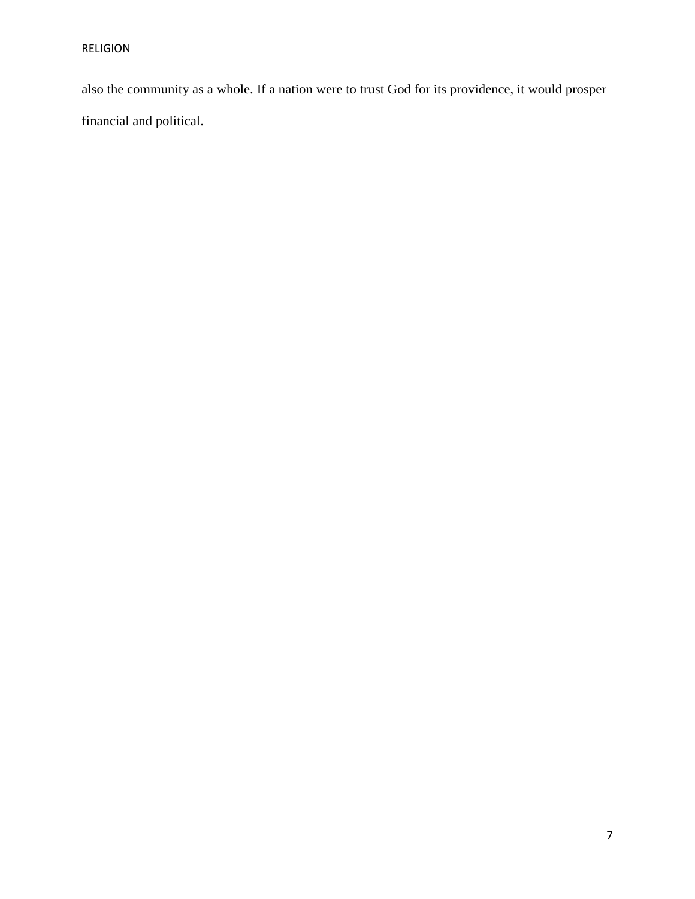also the community as a whole. If a nation were to trust God for its providence, it would prosper financial and political.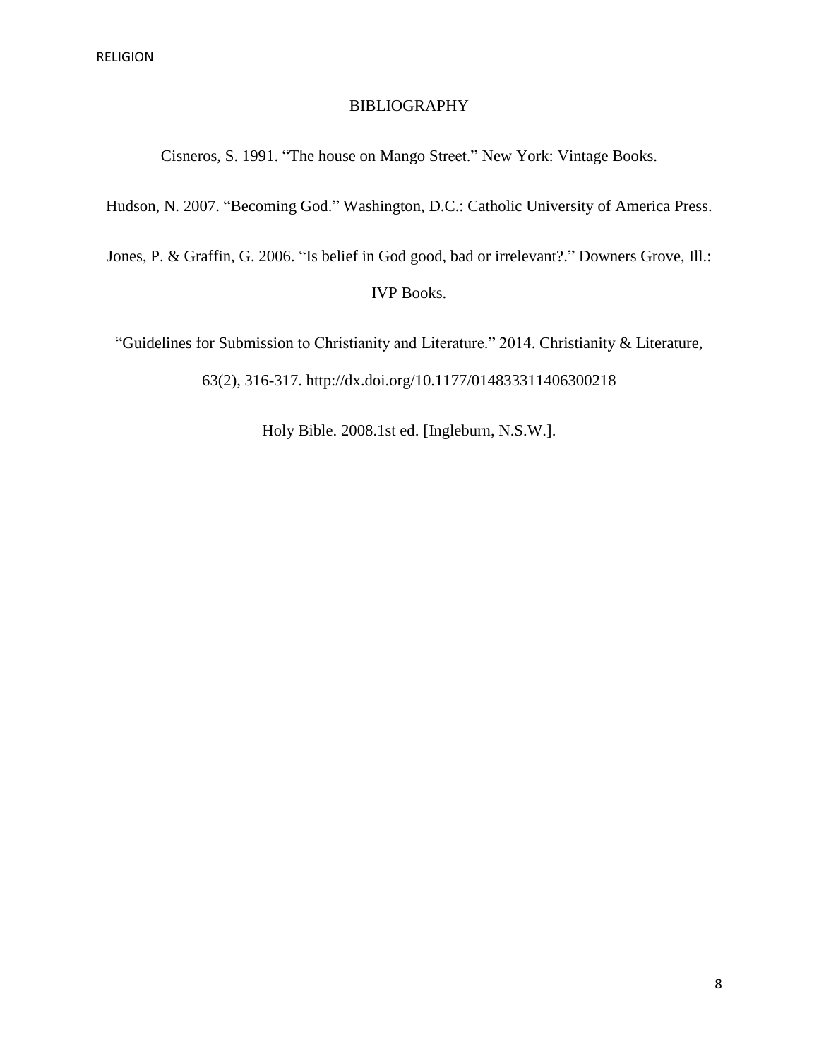# BIBLIOGRAPHY

Cisneros, S. 1991. "The house on Mango Street." New York: Vintage Books.

Hudson, N. 2007. "Becoming God." Washington, D.C.: Catholic University of America Press.

Jones, P. & Graffin, G. 2006. "Is belief in God good, bad or irrelevant?." Downers Grove, Ill.: IVP Books.

"Guidelines for Submission to Christianity and Literature." 2014. Christianity & Literature, 63(2), 316-317. http://dx.doi.org/10.1177/014833311406300218

Holy Bible. 2008.1st ed. [Ingleburn, N.S.W.].